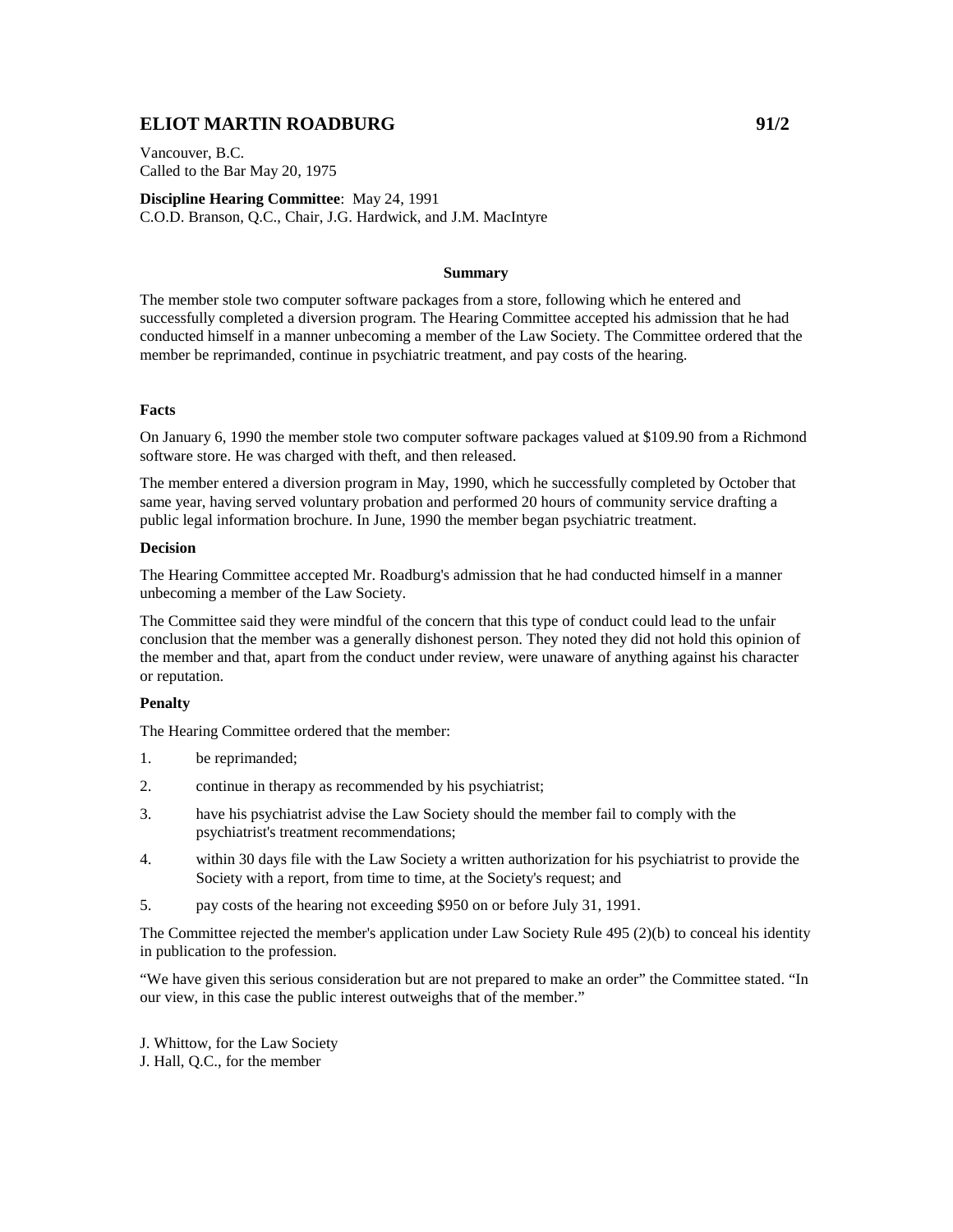# ELIOT MARTIN ROADBURG 91/2

Vancouver, B.C.
Called to the Bar May 20, 1975

**Discipline Hearing Committee**: May 24, 1991
C.O.D. Branson, Q.C., Chair, J.G. Hardwick, and J.M. MacIntyre

### Summary

The member stole two computer software packages from a store, following which he entered and successfully completed a diversion program. The Hearing Committee accepted his admission that he had conducted himself in a manner unbecoming a member of the Law Society. The Committee ordered that the member be reprimanded, continue in psychiatric treatment, and pay costs of the hearing.

#### Facts

On January 6, 1990 the member stole two computer software packages valued at $109.90 from a Richmond software store. He was charged with theft, and then released.

The member entered a diversion program in May, 1990, which he successfully completed by October that same year, having served voluntary probation and performed 20 hours of community service drafting a public legal information brochure. In June, 1990 the member began psychiatric treatment.

#### Decision

The Hearing Committee accepted Mr. Roadburg's admission that he had conducted himself in a manner unbecoming a member of the Law Society.

The Committee said they were mindful of the concern that this type of conduct could lead to the unfair conclusion that the member was a generally dishonest person. They noted they did not hold this opinion of the member and that, apart from the conduct under review, were unaware of anything against his character or reputation.

#### Penalty

The Hearing Committee ordered that the member:

1. be reprimanded;
2. continue in therapy as recommended by his psychiatrist;
3. have his psychiatrist advise the Law Society should the member fail to comply with the psychiatrist's treatment recommendations;
4. within 30 days file with the Law Society a written authorization for his psychiatrist to provide the Society with a report, from time to time, at the Society's request; and
5. pay costs of the hearing not exceeding $950 on or before July 31, 1991.

The Committee rejected the member's application under Law Society Rule 495 (2)(b) to conceal his identity in publication to the profession.

"We have given this serious consideration but are not prepared to make an order" the Committee stated. "In our view, in this case the public interest outweighs that of the member."

J. Whittow, for the Law Society
J. Hall, Q.C., for the member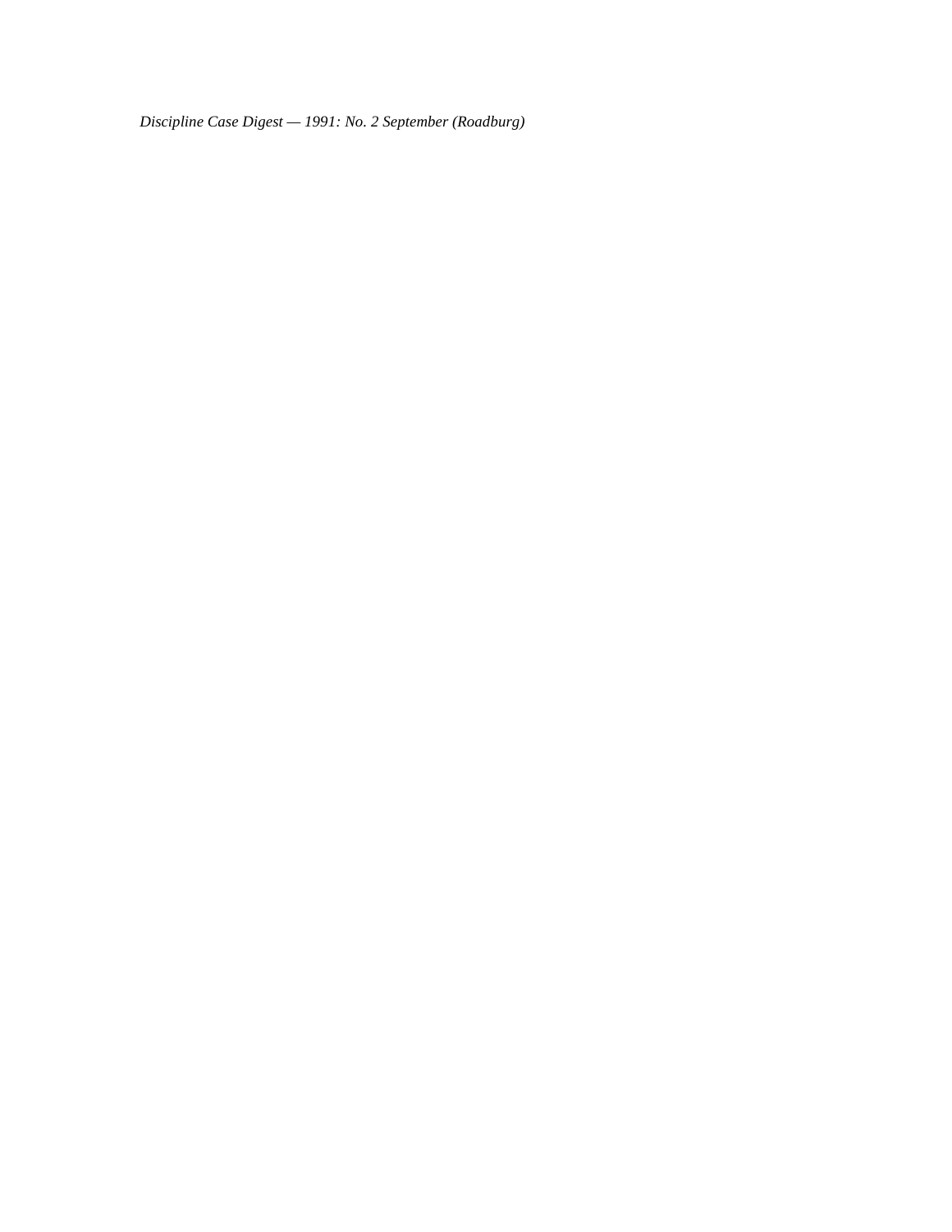*Discipline Case Digest — 1991: No. 2 September (Roadburg)*